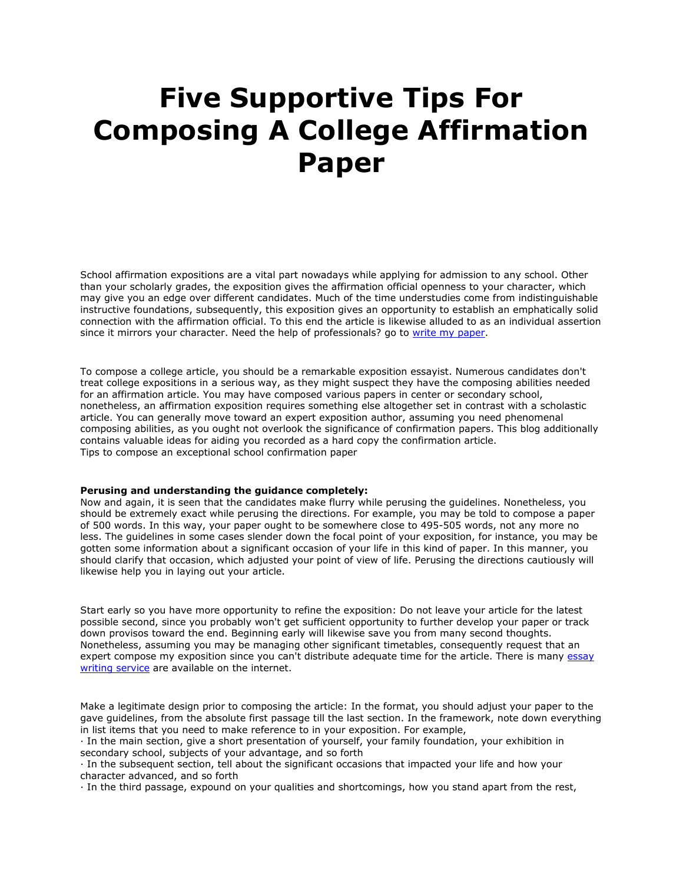# Five Supportive Tips For Composing A College Affirmation Paper

School affirmation expositions are a vital part nowadays while applying for admission to any school. Other than your scholarly grades, the exposition gives the affirmation official openness to your character, which may give you an edge over different candidates. Much of the time understudies come from indistinguishable instructive foundations, subsequently, this exposition gives an opportunity to establish an emphatically solid connection with the affirmation official. To this end the article is likewise alluded to as an individual assertion since it mirrors your character. Need the help of professionals? go to [write my paper](write my paper).

To compose a college article, you should be a remarkable exposition essayist. Numerous candidates don't treat college expositions in a serious way, as they might suspect they have the composing abilities needed for an affirmation article. You may have composed various papers in center or secondary school, nonetheless, an affirmation exposition requires something else altogether set in contrast with a scholastic article. You can generally move toward an expert exposition author, assuming you need phenomenal composing abilities, as you ought not overlook the significance of confirmation papers. This blog additionally contains valuable ideas for aiding you recorded as a hard copy the confirmation article.
Tips to compose an exceptional school confirmation paper

**Perusing and understanding the guidance completely:**
Now and again, it is seen that the candidates make flurry while perusing the guidelines. Nonetheless, you should be extremely exact while perusing the directions. For example, you may be told to compose a paper of 500 words. In this way, your paper ought to be somewhere close to 495-505 words, not any more no less. The guidelines in some cases slender down the focal point of your exposition, for instance, you may be gotten some information about a significant occasion of your life in this kind of paper. In this manner, you should clarify that occasion, which adjusted your point of view of life. Perusing the directions cautiously will likewise help you in laying out your article.

Start early so you have more opportunity to refine the exposition: Do not leave your article for the latest possible second, since you probably won't get sufficient opportunity to further develop your paper or track down provisos toward the end. Beginning early will likewise save you from many second thoughts. Nonetheless, assuming you may be managing other significant timetables, consequently request that an expert compose my exposition since you can't distribute adequate time for the article. There is many [essay writing service](essay writing service) are available on the internet.

Make a legitimate design prior to composing the article: In the format, you should adjust your paper to the gave guidelines, from the absolute first passage till the last section. In the framework, note down everything in list items that you need to make reference to in your exposition. For example,

· In the main section, give a short presentation of yourself, your family foundation, your exhibition in secondary school, subjects of your advantage, and so forth
· In the subsequent section, tell about the significant occasions that impacted your life and how your character advanced, and so forth
· In the third passage, expound on your qualities and shortcomings, how you stand apart from the rest,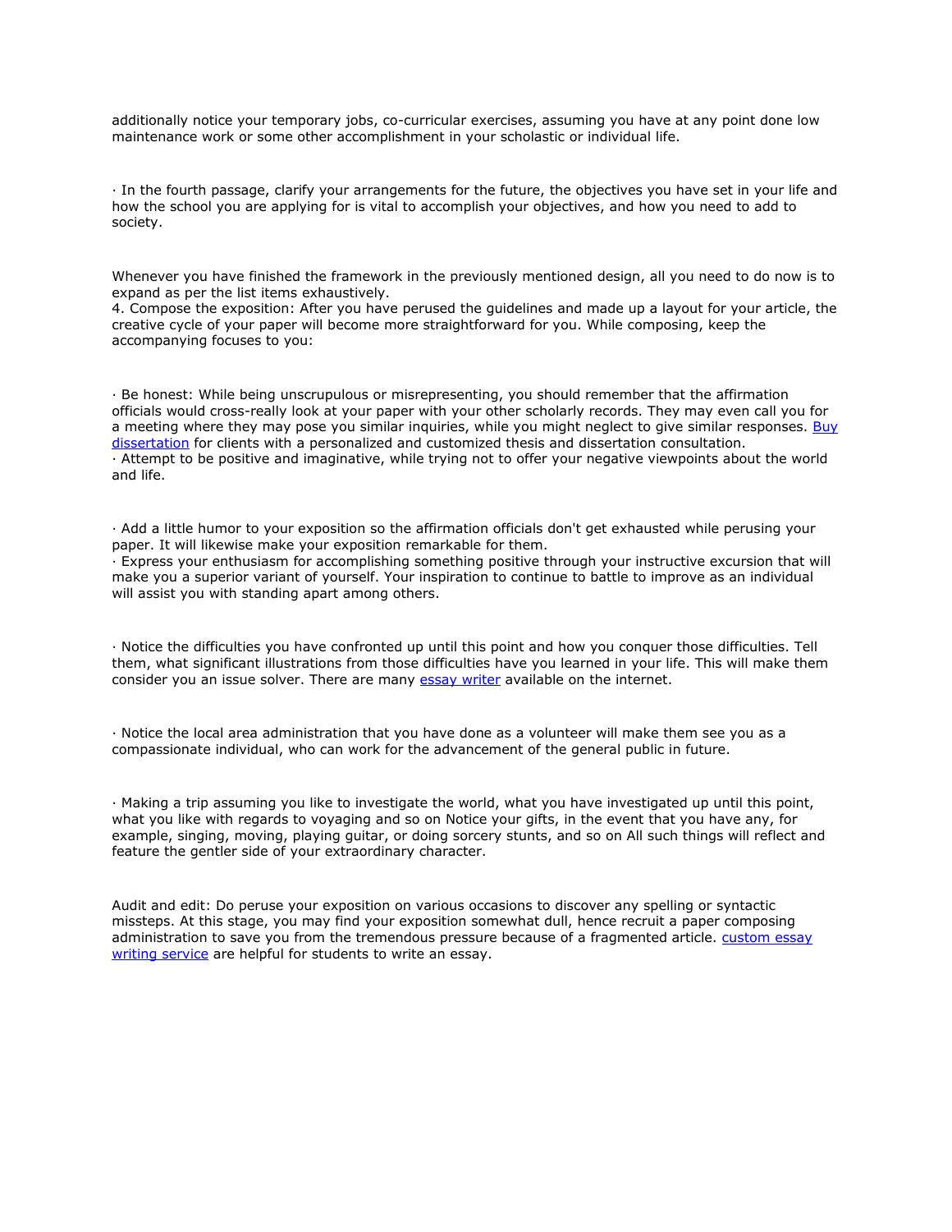additionally notice your temporary jobs, co-curricular exercises, assuming you have at any point done low maintenance work or some other accomplishment in your scholastic or individual life.

· In the fourth passage, clarify your arrangements for the future, the objectives you have set in your life and how the school you are applying for is vital to accomplish your objectives, and how you need to add to society.

Whenever you have finished the framework in the previously mentioned design, all you need to do now is to expand as per the list items exhaustively.

4. Compose the exposition: After you have perused the guidelines and made up a layout for your article, the creative cycle of your paper will become more straightforward for you. While composing, keep the accompanying focuses to you:

· Be honest: While being unscrupulous or misrepresenting, you should remember that the affirmation officials would cross-really look at your paper with your other scholarly records. They may even call you for a meeting where they may pose you similar inquiries, while you might neglect to give similar responses. [Buy dissertation] for clients with a personalized and customized thesis and dissertation consultation.

· Attempt to be positive and imaginative, while trying not to offer your negative viewpoints about the world and life.

· Add a little humor to your exposition so the affirmation officials don't get exhausted while perusing your paper. It will likewise make your exposition remarkable for them.

· Express your enthusiasm for accomplishing something positive through your instructive excursion that will make you a superior variant of yourself. Your inspiration to continue to battle to improve as an individual will assist you with standing apart among others.

· Notice the difficulties you have confronted up until this point and how you conquer those difficulties. Tell them, what significant illustrations from those difficulties have you learned in your life. This will make them consider you an issue solver. There are many [essay writer] available on the internet.

· Notice the local area administration that you have done as a volunteer will make them see you as a compassionate individual, who can work for the advancement of the general public in future.

· Making a trip assuming you like to investigate the world, what you have investigated up until this point, what you like with regards to voyaging and so on Notice your gifts, in the event that you have any, for example, singing, moving, playing guitar, or doing sorcery stunts, and so on All such things will reflect and feature the gentler side of your extraordinary character.

Audit and edit: Do peruse your exposition on various occasions to discover any spelling or syntactic missteps. At this stage, you may find your exposition somewhat dull, hence recruit a paper composing administration to save you from the tremendous pressure because of a fragmented article. [custom essay writing service] are helpful for students to write an essay.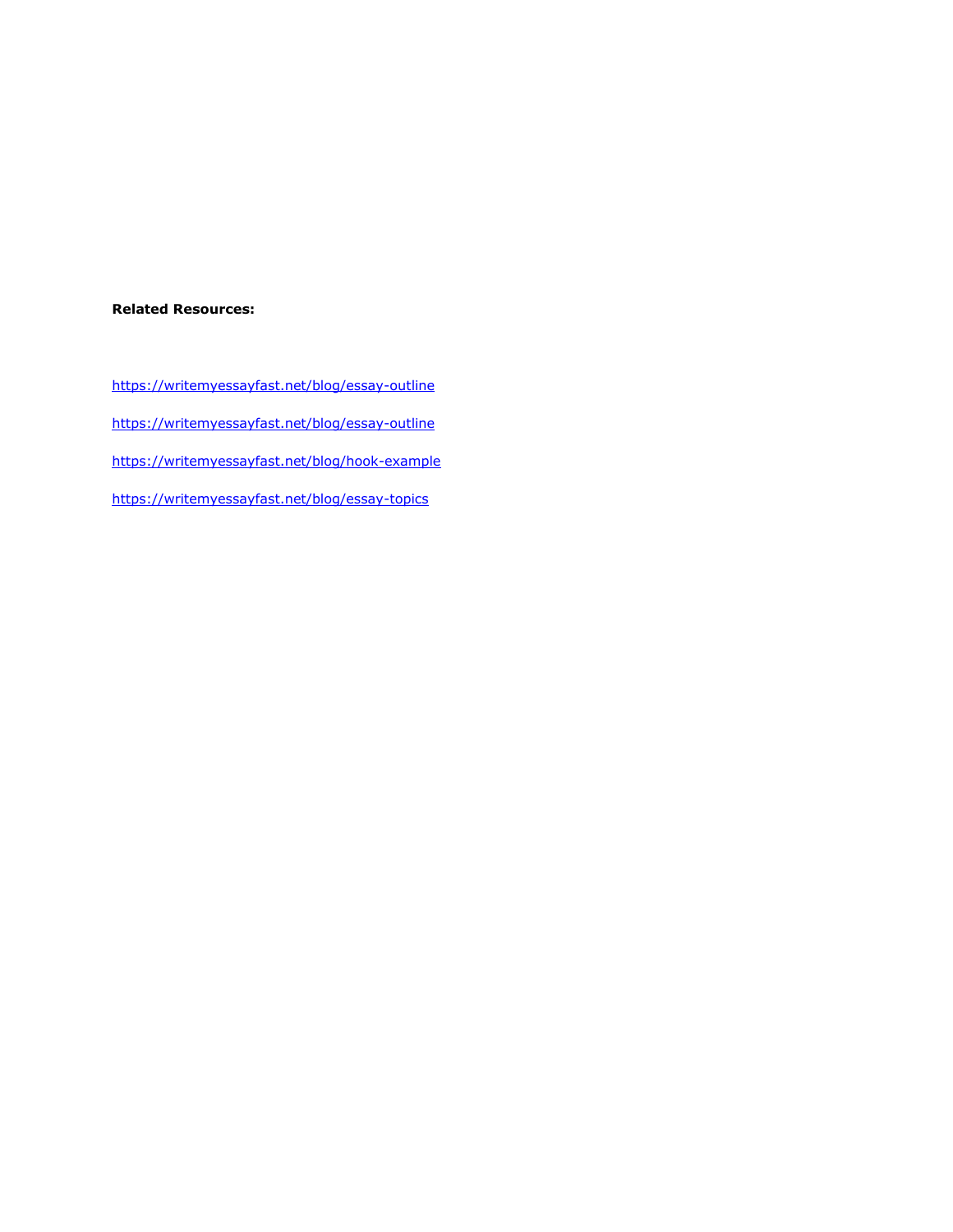**Related Resources:**

https://writemyessayfast.net/blog/essay-outline

https://writemyessayfast.net/blog/essay-outline

https://writemyessayfast.net/blog/hook-example

https://writemyessayfast.net/blog/essay-topics